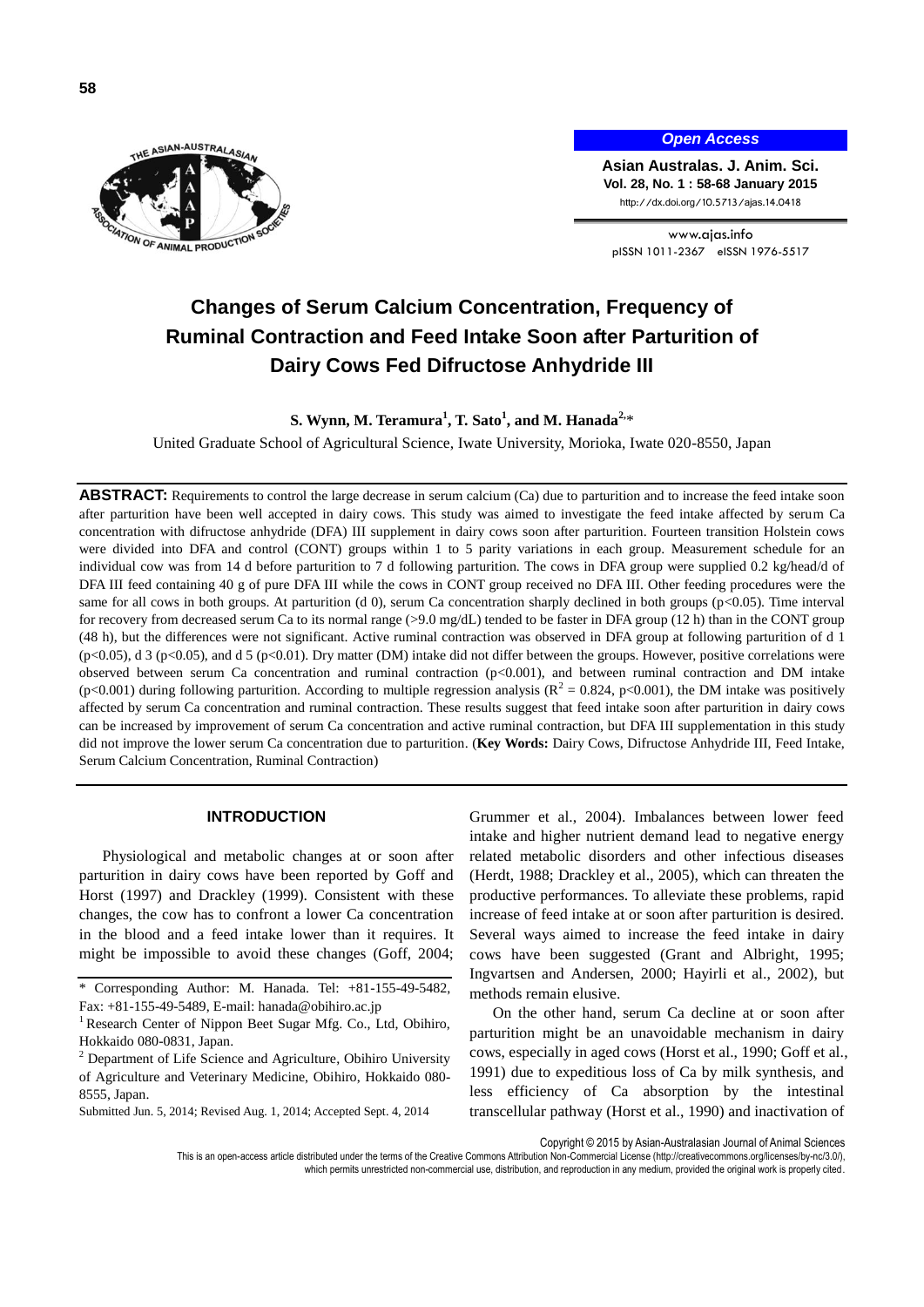# Changes of Serum Calcium Concentration, Frequency of Ruminal Contraction and Feed Intake Soon after Parturition of Dairy Cows Fed Difructose Anhydride III

**S. Wynn, M. Teramura[1], T. Sato[1], and M. Hanada[2,*]**

United Graduate School of Agricultural Science, Iwate University, Morioka, Iwate 020-8550, Japan

**ABSTRACT:** Requirements to control the large decrease in serum calcium (Ca) due to parturition and to increase the feed intake soon after parturition have been well accepted in dairy cows. This study was aimed to investigate the feed intake affected by serum Ca concentration with difructose anhydride (DFA) III supplement in dairy cows soon after parturition. Fourteen transition Holstein cows were divided into DFA and control (CONT) groups within 1 to 5 parity variations in each group. Measurement schedule for an individual cow was from 14 d before parturition to 7 d following parturition. The cows in DFA group were supplied 0.2 kg/head/d of DFA III feed containing 40 g of pure DFA III while the cows in CONT group received no DFA III. Other feeding procedures were the same for all cows in both groups. At parturition (d 0), serum Ca concentration sharply declined in both groups ($p<0.05$). Time interval for recovery from decreased serum Ca to its normal range (>9.0 mg/dL) tended to be faster in DFA group (12 h) than in the CONT group (48 h), but the differences were not significant. Active ruminal contraction was observed in DFA group at following parturition of d 1 ($p<0.05$), d 3 ($p<0.05$), and d 5 ($p<0.01$). Dry matter (DM) intake did not differ between the groups. However, positive correlations were observed between serum Ca concentration and ruminal contraction ($p<0.001$), and between ruminal contraction and DM intake ($p<0.001$) during following parturition. According to multiple regression analysis ($R^2 = 0.824$, $p<0.001$), the DM intake was positively affected by serum Ca concentration and ruminal contraction. These results suggest that feed intake soon after parturition in dairy cows can be increased by improvement of serum Ca concentration and active ruminal contraction, but DFA III supplementation in this study did not improve the lower serum Ca concentration due to parturition. (**Key Words:** Dairy Cows, Difructose Anhydride III, Feed Intake, Serum Calcium Concentration, Ruminal Contraction)

## INTRODUCTION

Physiological and metabolic changes at or soon after parturition in dairy cows have been reported by Goff and Horst (1997) and Drackley (1999). Consistent with these changes, the cow has to confront a lower Ca concentration in the blood and a feed intake lower than it requires. It might be impossible to avoid these changes (Goff, 2004; Grummer et al., 2004). Imbalances between lower feed intake and higher nutrient demand lead to negative energy related metabolic disorders and other infectious diseases (Herdt, 1988; Drackley et al., 2005), which can threaten the productive performances. To alleviate these problems, rapid increase of feed intake at or soon after parturition is desired. Several ways aimed to increase the feed intake in dairy cows have been suggested (Grant and Albright, 1995; Ingvartsen and Andersen, 2000; Hayirli et al., 2002), but methods remain elusive.

On the other hand, serum Ca decline at or soon after parturition might be an unavoidable mechanism in dairy cows, especially in aged cows (Horst et al., 1990; Goff et al., 1991) due to expeditious loss of Ca by milk synthesis, and less efficiency of Ca absorption by the intestinal transcellular pathway (Horst et al., 1990) and inactivation of

\* Corresponding Author: M. Hanada. Tel: +81-155-49-5482, Fax: +81-155-49-5489, E-mail: hanada@obihiro.ac.jp

[1] Research Center of Nippon Beet Sugar Mfg. Co., Ltd, Obihiro, Hokkaido 080-0831, Japan.

[2] Department of Life Science and Agriculture, Obihiro University of Agriculture and Veterinary Medicine, Obihiro, Hokkaido 080-8555, Japan.

Submitted Jun. 5, 2014; Revised Aug. 1, 2014; Accepted Sept. 4, 2014

Copyright © 2015 by Asian-Australasian Journal of Animal Sciences

This is an open-access article distributed under the terms of the Creative Commons Attribution Non-Commercial License (http://creativecommons.org/licenses/by-nc/3.0/), which permits unrestricted non-commercial use, distribution, and reproduction in any medium, provided the original work is properly cited.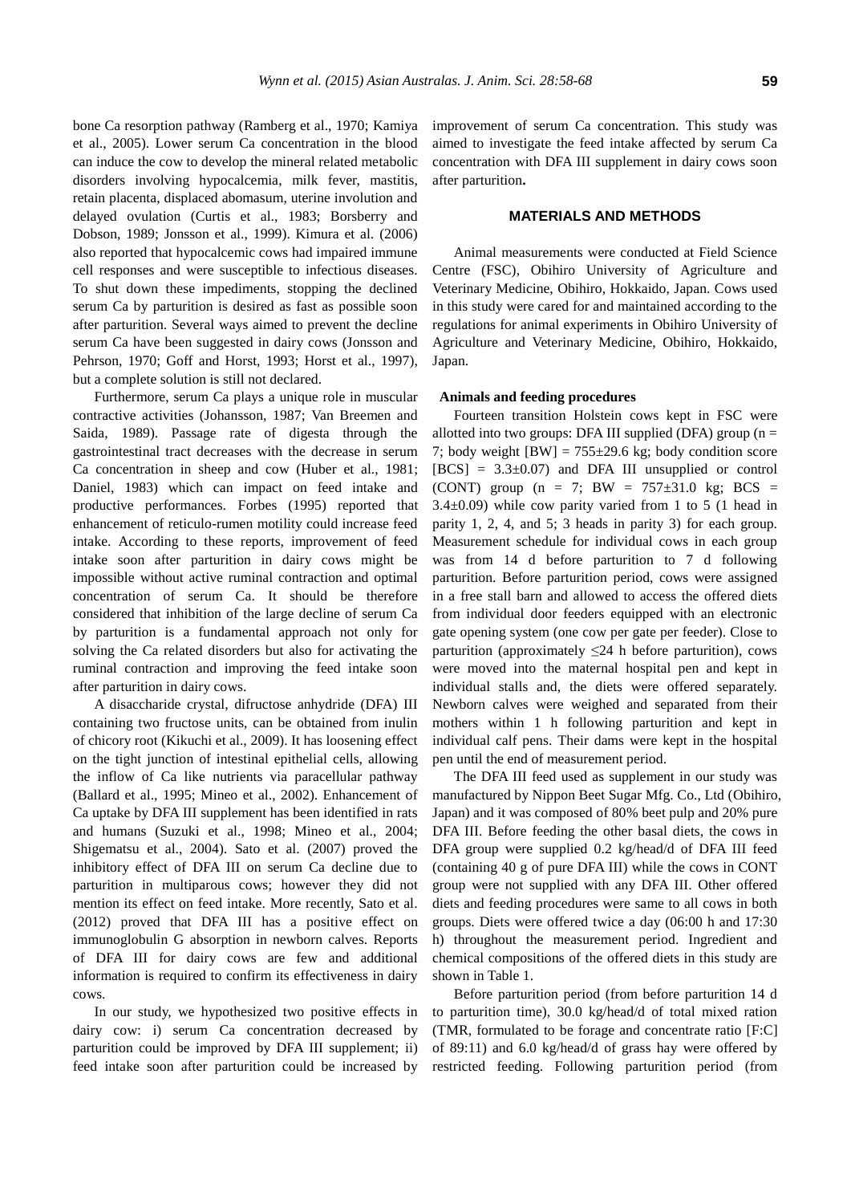bone Ca resorption pathway (Ramberg et al., 1970; Kamiya et al., 2005). Lower serum Ca concentration in the blood can induce the cow to develop the mineral related metabolic disorders involving hypocalcemia, milk fever, mastitis, retain placenta, displaced abomasum, uterine involution and delayed ovulation (Curtis et al., 1983; Borsberry and Dobson, 1989; Jonsson et al., 1999). Kimura et al. (2006) also reported that hypocalcemic cows had impaired immune cell responses and were susceptible to infectious diseases. To shut down these impediments, stopping the declined serum Ca by parturition is desired as fast as possible soon after parturition. Several ways aimed to prevent the decline serum Ca have been suggested in dairy cows (Jonsson and Pehrson, 1970; Goff and Horst, 1993; Horst et al., 1997), but a complete solution is still not declared.

Furthermore, serum Ca plays a unique role in muscular contractive activities (Johansson, 1987; Van Breemen and Saida, 1989). Passage rate of digesta through the gastrointestinal tract decreases with the decrease in serum Ca concentration in sheep and cow (Huber et al., 1981; Daniel, 1983) which can impact on feed intake and productive performances. Forbes (1995) reported that enhancement of reticulo-rumen motility could increase feed intake. According to these reports, improvement of feed intake soon after parturition in dairy cows might be impossible without active ruminal contraction and optimal concentration of serum Ca. It should be therefore considered that inhibition of the large decline of serum Ca by parturition is a fundamental approach not only for solving the Ca related disorders but also for activating the ruminal contraction and improving the feed intake soon after parturition in dairy cows.

A disaccharide crystal, difructose anhydride (DFA) III containing two fructose units, can be obtained from inulin of chicory root (Kikuchi et al., 2009). It has loosening effect on the tight junction of intestinal epithelial cells, allowing the inflow of Ca like nutrients via paracellular pathway (Ballard et al., 1995; Mineo et al., 2002). Enhancement of Ca uptake by DFA III supplement has been identified in rats and humans (Suzuki et al., 1998; Mineo et al., 2004; Shigematsu et al., 2004). Sato et al. (2007) proved the inhibitory effect of DFA III on serum Ca decline due to parturition in multiparous cows; however they did not mention its effect on feed intake. More recently, Sato et al. (2012) proved that DFA III has a positive effect on immunoglobulin G absorption in newborn calves. Reports of DFA III for dairy cows are few and additional information is required to confirm its effectiveness in dairy cows.

In our study, we hypothesized two positive effects in dairy cow: i) serum Ca concentration decreased by parturition could be improved by DFA III supplement; ii) feed intake soon after parturition could be increased by improvement of serum Ca concentration. This study was aimed to investigate the feed intake affected by serum Ca concentration with DFA III supplement in dairy cows soon after parturition**.**

## MATERIALS AND METHODS

Animal measurements were conducted at Field Science Centre (FSC), Obihiro University of Agriculture and Veterinary Medicine, Obihiro, Hokkaido, Japan. Cows used in this study were cared for and maintained according to the regulations for animal experiments in Obihiro University of Agriculture and Veterinary Medicine, Obihiro, Hokkaido, Japan.

### Animals and feeding procedures

Fourteen transition Holstein cows kept in FSC were allotted into two groups: DFA III supplied (DFA) group ($n = 7$; body weight [BW] = 755±29.6 kg; body condition score [BCS] = 3.3±0.07) and DFA III unsupplied or control (CONT) group ($n = 7$; BW = 757±31.0 kg; BCS = 3.4±0.09) while cow parity varied from 1 to 5 (1 head in parity 1, 2, 4, and 5; 3 heads in parity 3) for each group. Measurement schedule for individual cows in each group was from 14 d before parturition to 7 d following parturition. Before parturition period, cows were assigned in a free stall barn and allowed to access the offered diets from individual door feeders equipped with an electronic gate opening system (one cow per gate per feeder). Close to parturition (approximately ≤24 h before parturition), cows were moved into the maternal hospital pen and kept in individual stalls and, the diets were offered separately. Newborn calves were weighed and separated from their mothers within 1 h following parturition and kept in individual calf pens. Their dams were kept in the hospital pen until the end of measurement period.

The DFA III feed used as supplement in our study was manufactured by Nippon Beet Sugar Mfg. Co., Ltd (Obihiro, Japan) and it was composed of 80% beet pulp and 20% pure DFA III. Before feeding the other basal diets, the cows in DFA group were supplied 0.2 kg/head/d of DFA III feed (containing 40 g of pure DFA III) while the cows in CONT group were not supplied with any DFA III. Other offered diets and feeding procedures were same to all cows in both groups. Diets were offered twice a day (06:00 h and 17:30 h) throughout the measurement period. Ingredient and chemical compositions of the offered diets in this study are shown in Table 1.

Before parturition period (from before parturition 14 d to parturition time), 30.0 kg/head/d of total mixed ration (TMR, formulated to be forage and concentrate ratio [F:C] of 89:11) and 6.0 kg/head/d of grass hay were offered by restricted feeding. Following parturition period (from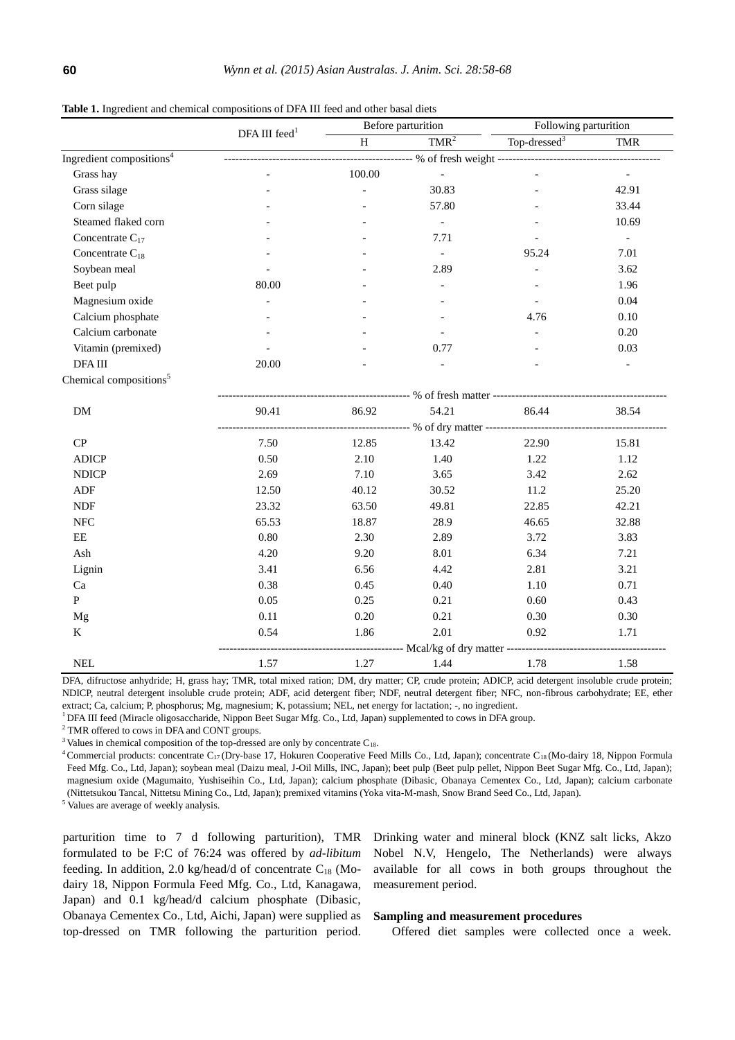**Table 1.** Ingredient and chemical compositions of DFA III feed and other basal diets

| | DFA III feed[1] | Before parturition | | Following parturition | |
|---|---|---|---|---|---|
| | | H | TMR[2] | Top-dressed[3] | TMR |
| Ingredient compositions[4] | % of fresh weight | | | | |
| Grass hay | - | 100.00 | - | - | - |
| Grass silage | - | - | 30.83 | - | 42.91 |
| Corn silage | - | - | 57.80 | - | 33.44 |
| Steamed flaked corn | - | - | - | - | 10.69 |
| Concentrate $C_{17}$ | - | - | 7.71 | - | - |
| Concentrate $C_{18}$ | - | - | - | 95.24 | 7.01 |
| Soybean meal | - | - | 2.89 | - | 3.62 |
| Beet pulp | 80.00 | - | - | - | 1.96 |
| Magnesium oxide | - | - | - | - | 0.04 |
| Calcium phosphate | - | - | - | 4.76 | 0.10 |
| Calcium carbonate | - | - | - | - | 0.20 |
| Vitamin (premixed) | - | - | 0.77 | - | 0.03 |
| DFA III | 20.00 | - | - | - | - |
| Chemical compositions[5] | | | | | |
| | % of fresh matter | | | | |
| DM | 90.41 | 86.92 | 54.21 | 86.44 | 38.54 |
| | % of dry matter | | | | |
| CP | 7.50 | 12.85 | 13.42 | 22.90 | 15.81 |
| ADICP | 0.50 | 2.10 | 1.40 | 1.22 | 1.12 |
| NDICP | 2.69 | 7.10 | 3.65 | 3.42 | 2.62 |
| ADF | 12.50 | 40.12 | 30.52 | 11.2 | 25.20 |
| NDF | 23.32 | 63.50 | 49.81 | 22.85 | 42.21 |
| NFC | 65.53 | 18.87 | 28.9 | 46.65 | 32.88 |
| EE | 0.80 | 2.30 | 2.89 | 3.72 | 3.83 |
| Ash | 4.20 | 9.20 | 8.01 | 6.34 | 7.21 |
| Lignin | 3.41 | 6.56 | 4.42 | 2.81 | 3.21 |
| Ca | 0.38 | 0.45 | 0.40 | 1.10 | 0.71 |
| P | 0.05 | 0.25 | 0.21 | 0.60 | 0.43 |
| Mg | 0.11 | 0.20 | 0.21 | 0.30 | 0.30 |
| K | 0.54 | 1.86 | 2.01 | 0.92 | 1.71 |
| | Mcal/kg of dry matter | | | | |
| NEL | 1.57 | 1.27 | 1.44 | 1.78 | 1.58 |

DFA, difructose anhydride; H, grass hay; TMR, total mixed ration; DM, dry matter; CP, crude protein; ADICP, acid detergent insoluble crude protein; NDICP, neutral detergent insoluble crude protein; ADF, acid detergent fiber; NDF, neutral detergent fiber; NFC, non-fibrous carbohydrate; EE, ether extract; Ca, calcium; P, phosphorus; Mg, magnesium; K, potassium; NEL, net energy for lactation; -, no ingredient.

[1] DFA III feed (Miracle oligosaccharide, Nippon Beet Sugar Mfg. Co., Ltd, Japan) supplemented to cows in DFA group.

[2] TMR offered to cows in DFA and CONT groups.

[3] Values in chemical composition of the top-dressed are only by concentrate $C_{18}$.

[4] Commercial products: concentrate $C_{17}$ (Dry-base 17, Hokuren Cooperative Feed Mills Co., Ltd, Japan); concentrate $C_{18}$ (Mo-dairy 18, Nippon Formula Feed Mfg. Co., Ltd, Japan); soybean meal (Daizu meal, J-Oil Mills, INC, Japan); beet pulp (Beet pulp pellet, Nippon Beet Sugar Mfg. Co., Ltd, Japan); magnesium oxide (Magumaito, Yushiseihin Co., Ltd, Japan); calcium phosphate (Dibasic, Obanaya Cementex Co., Ltd, Japan); calcium carbonate (Nittetsukou Tancal, Nittetsu Mining Co., Ltd, Japan); premixed vitamins (Yoka vita-M-mash, Snow Brand Seed Co., Ltd, Japan).

[5] Values are average of weekly analysis.

parturition time to 7 d following parturition), TMR formulated to be F:C of 76:24 was offered by *ad-libitum* feeding. In addition, 2.0 kg/head/d of concentrate $C_{18}$ (Mo-dairy 18, Nippon Formula Feed Mfg. Co., Ltd, Kanagawa, Japan) and 0.1 kg/head/d calcium phosphate (Dibasic, Obanaya Cementex Co., Ltd, Aichi, Japan) were supplied as top-dressed on TMR following the parturition period. Drinking water and mineral block (KNZ salt licks, Akzo Nobel N.V, Hengelo, The Netherlands) were always available for all cows in both groups throughout the measurement period.

**Sampling and measurement procedures**

Offered diet samples were collected once a week.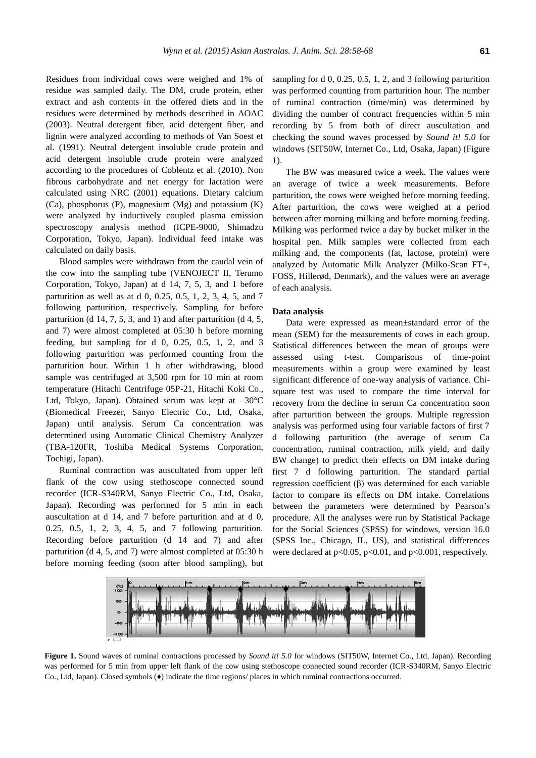Residues from individual cows were weighed and 1% of residue was sampled daily. The DM, crude protein, ether extract and ash contents in the offered diets and in the residues were determined by methods described in AOAC (2003). Neutral detergent fiber, acid detergent fiber, and lignin were analyzed according to methods of Van Soest et al. (1991). Neutral detergent insoluble crude protein and acid detergent insoluble crude protein were analyzed according to the procedures of Coblentz et al. (2010). Non fibrous carbohydrate and net energy for lactation were calculated using NRC (2001) equations. Dietary calcium (Ca), phosphorus (P), magnesium (Mg) and potassium (K) were analyzed by inductively coupled plasma emission spectroscopy analysis method (ICPE-9000, Shimadzu Corporation, Tokyo, Japan). Individual feed intake was calculated on daily basis.

Blood samples were withdrawn from the caudal vein of the cow into the sampling tube (VENOJECT II, Terumo Corporation, Tokyo, Japan) at d 14, 7, 5, 3, and 1 before parturition as well as at d 0, 0.25, 0.5, 1, 2, 3, 4, 5, and 7 following parturition, respectively. Sampling for before parturition (d 14, 7, 5, 3, and 1) and after parturition (d 4, 5, and 7) were almost completed at 05:30 h before morning feeding, but sampling for d 0, 0.25, 0.5, 1, 2, and 3 following parturition was performed counting from the parturition hour. Within 1 h after withdrawing, blood sample was centrifuged at 3,500 rpm for 10 min at room temperature (Hitachi Centrifuge 05P-21, Hitachi Koki Co., Ltd, Tokyo, Japan). Obtained serum was kept at –30°C (Biomedical Freezer, Sanyo Electric Co., Ltd, Osaka, Japan) until analysis. Serum Ca concentration was determined using Automatic Clinical Chemistry Analyzer (TBA-120FR, Toshiba Medical Systems Corporation, Tochigi, Japan).

Ruminal contraction was auscultated from upper left flank of the cow using stethoscope connected sound recorder (ICR-S340RM, Sanyo Electric Co., Ltd, Osaka, Japan). Recording was performed for 5 min in each auscultation at d 14, and 7 before parturition and at d 0, 0.25, 0.5, 1, 2, 3, 4, 5, and 7 following parturition. Recording before parturition (d 14 and 7) and after parturition (d 4, 5, and 7) were almost completed at 05:30 h before morning feeding (soon after blood sampling), but sampling for d 0, 0.25, 0.5, 1, 2, and 3 following parturition was performed counting from parturition hour. The number of ruminal contraction (time/min) was determined by dividing the number of contract frequencies within 5 min recording by 5 from both of direct auscultation and checking the sound waves processed by *Sound it! 5.0* for windows (SIT50W, Internet Co., Ltd, Osaka, Japan) (Figure 1).

The BW was measured twice a week. The values were an average of twice a week measurements. Before parturition, the cows were weighed before morning feeding. After parturition, the cows were weighed at a period between after morning milking and before morning feeding. Milking was performed twice a day by bucket milker in the hospital pen. Milk samples were collected from each milking and, the components (fat, lactose, protein) were analyzed by Automatic Milk Analyzer (Milko-Scan FT+, FOSS, Hillerød, Denmark), and the values were an average of each analysis.

### Data analysis

Data were expressed as mean±standard error of the mean (SEM) for the measurements of cows in each group. Statistical differences between the mean of groups were assessed using t-test. Comparisons of time-point measurements within a group were examined by least significant difference of one-way analysis of variance. Chi-square test was used to compare the time interval for recovery from the decline in serum Ca concentration soon after parturition between the groups. Multiple regression analysis was performed using four variable factors of first 7 d following parturition (the average of serum Ca concentration, ruminal contraction, milk yield, and daily BW change) to predict their effects on DM intake during first 7 d following parturition. The standard partial regression coefficient (β) was determined for each variable factor to compare its effects on DM intake. Correlations between the parameters were determined by Pearson's procedure. All the analyses were run by Statistical Package for the Social Sciences (SPSS) for windows, version 16.0 (SPSS Inc., Chicago, IL, US), and statistical differences were declared at $p<0.05$, $p<0.01$, and $p<0.001$, respectively.

**Figure 1.** Sound waves of ruminal contractions processed by *Sound it! 5.0* for windows (SIT50W, Internet Co., Ltd, Japan). Recording was performed for 5 min from upper left flank of the cow using stethoscope connected sound recorder (ICR-S340RM, Sanyo Electric Co., Ltd, Japan). Closed symbols (♦) indicate the time regions/ places in which ruminal contractions occurred.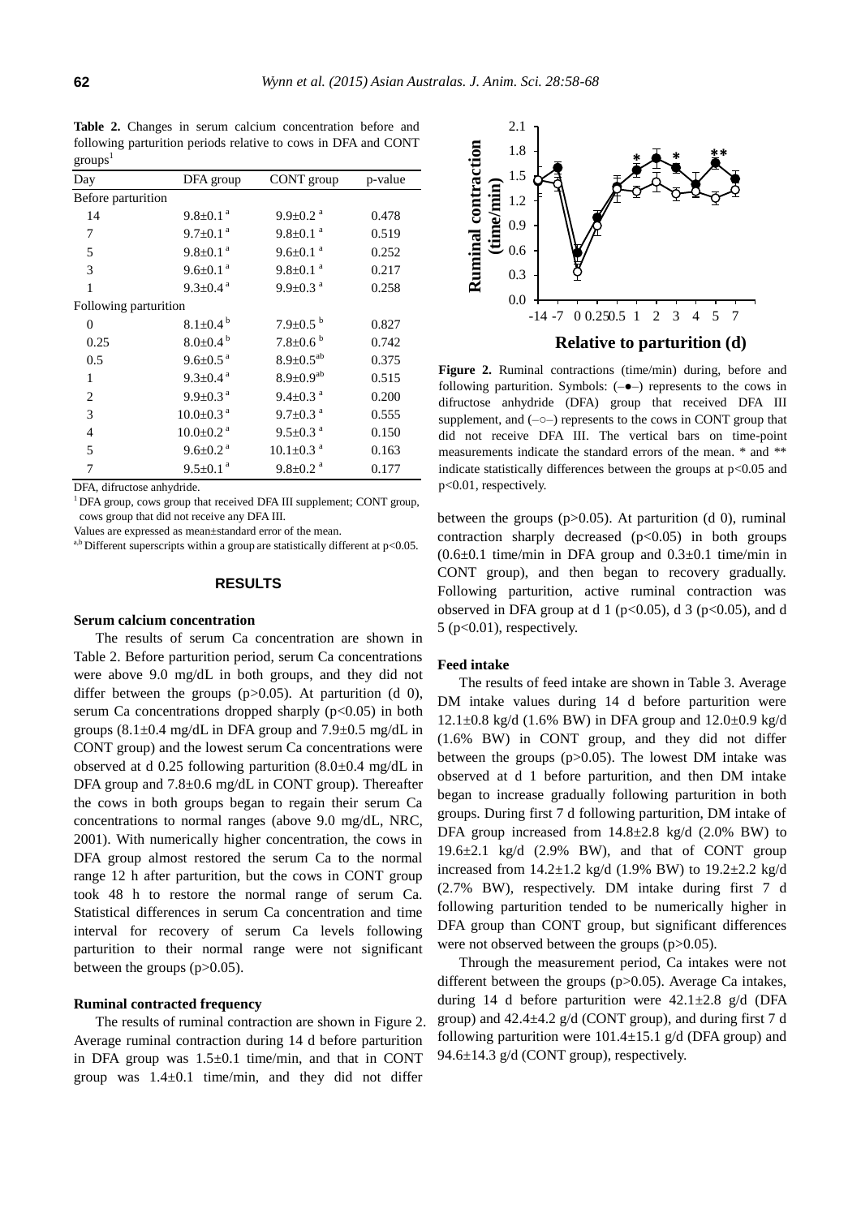**Table 2.** Changes in serum calcium concentration before and following parturition periods relative to cows in DFA and CONT groups[1]

| Day | DFA group | CONT group | p-value |
|---|---|---|---|
| Before parturition | | | |
| 14 | 9.8±0.1 [a] | 9.9±0.2 [a] | 0.478 |
| 7 | 9.7±0.1 [a] | 9.8±0.1 [a] | 0.519 |
| 5 | 9.8±0.1 [a] | 9.6±0.1 [a] | 0.252 |
| 3 | 9.6±0.1 [a] | 9.8±0.1 [a] | 0.217 |
| 1 | 9.3±0.4 [a] | 9.9±0.3 [a] | 0.258 |
| Following parturition | | | |
| 0 | 8.1±0.4 [b] | 7.9±0.5 [b] | 0.827 |
| 0.25 | 8.0±0.4 [b] | 7.8±0.6 [b] | 0.742 |
| 0.5 | 9.6±0.5 [a] | 8.9±0.5[ab] | 0.375 |
| 1 | 9.3±0.4 [a] | 8.9±0.9[ab] | 0.515 |
| 2 | 9.9±0.3 [a] | 9.4±0.3 [a] | 0.200 |
| 3 | 10.0±0.3 [a] | 9.7±0.3 [a] | 0.555 |
| 4 | 10.0±0.2 [a] | 9.5±0.3 [a] | 0.150 |
| 5 | 9.6±0.2 [a] | 10.1±0.3 [a] | 0.163 |
| 7 | 9.5±0.1 [a] | 9.8±0.2 [a] | 0.177 |

DFA, difructose anhydride.

[1] DFA group, cows group that received DFA III supplement; CONT group, cows group that did not receive any DFA III.

Values are expressed as mean±standard error of the mean.

[a,b] Different superscripts within a group are statistically different at p<0.05.

## RESULTS

### Serum calcium concentration

The results of serum Ca concentration are shown in Table 2. Before parturition period, serum Ca concentrations were above 9.0 mg/dL in both groups, and they did not differ between the groups (p>0.05). At parturition (d 0), serum Ca concentrations dropped sharply (p<0.05) in both groups (8.1±0.4 mg/dL in DFA group and 7.9±0.5 mg/dL in CONT group) and the lowest serum Ca concentrations were observed at d 0.25 following parturition (8.0±0.4 mg/dL in DFA group and 7.8±0.6 mg/dL in CONT group). Thereafter the cows in both groups began to regain their serum Ca concentrations to normal ranges (above 9.0 mg/dL, NRC, 2001). With numerically higher concentration, the cows in DFA group almost restored the serum Ca to the normal range 12 h after parturition, but the cows in CONT group took 48 h to restore the normal range of serum Ca. Statistical differences in serum Ca concentration and time interval for recovery of serum Ca levels following parturition to their normal range were not significant between the groups (p>0.05).

### Ruminal contracted frequency

The results of ruminal contraction are shown in Figure 2. Average ruminal contraction during 14 d before parturition in DFA group was 1.5±0.1 time/min, and that in CONT group was 1.4±0.1 time/min, and they did not differ between the groups (p>0.05). At parturition (d 0), ruminal contraction sharply decreased (p<0.05) in both groups (0.6±0.1 time/min in DFA group and 0.3±0.1 time/min in CONT group), and then began to recovery gradually. Following parturition, active ruminal contraction was observed in DFA group at d 1 (p<0.05), d 3 (p<0.05), and d 5 (p<0.01), respectively.

**Figure 2.** Ruminal contractions (time/min) during, before and following parturition. Symbols: (–●–) represents to the cows in difructose anhydride (DFA) group that received DFA III supplement, and (–○–) represents to the cows in CONT group that did not receive DFA III. The vertical bars on time-point measurements indicate the standard errors of the mean. * and ** indicate statistically differences between the groups at p<0.05 and p<0.01, respectively.

### Feed intake

The results of feed intake are shown in Table 3. Average DM intake values during 14 d before parturition were 12.1±0.8 kg/d (1.6% BW) in DFA group and 12.0±0.9 kg/d (1.6% BW) in CONT group, and they did not differ between the groups (p>0.05). The lowest DM intake was observed at d 1 before parturition, and then DM intake began to increase gradually following parturition in both groups. During first 7 d following parturition, DM intake of DFA group increased from 14.8±2.8 kg/d (2.0% BW) to 19.6±2.1 kg/d (2.9% BW), and that of CONT group increased from 14.2±1.2 kg/d (1.9% BW) to 19.2±2.2 kg/d (2.7% BW), respectively. DM intake during first 7 d following parturition tended to be numerically higher in DFA group than CONT group, but significant differences were not observed between the groups (p>0.05).

Through the measurement period, Ca intakes were not different between the groups (p>0.05). Average Ca intakes, during 14 d before parturition were 42.1±2.8 g/d (DFA group) and 42.4±4.2 g/d (CONT group), and during first 7 d following parturition were 101.4±15.1 g/d (DFA group) and 94.6±14.3 g/d (CONT group), respectively.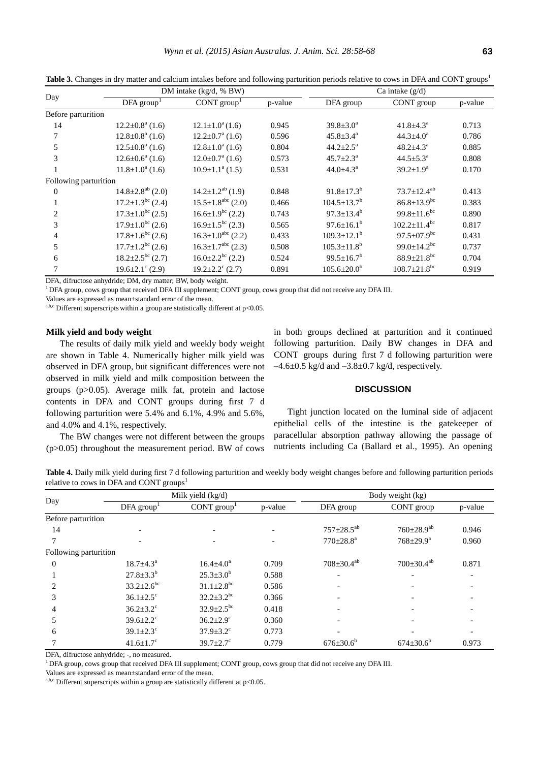**Table 3.** Changes in dry matter and calcium intakes before and following parturition periods relative to cows in DFA and CONT groups[1]

| Day | DM intake (kg/d, % BW) | | | Ca intake (g/d) | | |
|---|---|---|---|---|---|---|
| | DFA group[1] | CONT group[1] | p-value | DFA group | CONT group | p-value |
| Before parturition | | | | | | |
| 14 | 12.2±0.8[a] (1.6) | 12.1±1.0[a] (1.6) | 0.945 | 39.8±3.0[a] | 41.8±4.3[a] | 0.713 |
| 7 | 12.8±0.8[a] (1.6) | 12.2±0.7[a] (1.6) | 0.596 | 45.8±3.4[a] | 44.3±4.0[a] | 0.786 |
| 5 | 12.5±0.8[a] (1.6) | 12.8±1.0[a] (1.6) | 0.804 | 44.2±2.5[a] | 48.2±4.3[a] | 0.885 |
| 3 | 12.6±0.6[a] (1.6) | 12.0±0.7[a] (1.6) | 0.573 | 45.7±2.3[a] | 44.5±5.3[a] | 0.808 |
| 1 | 11.8±1.0[a] (1.6) | 10.9±1.1[a] (1.5) | 0.531 | 44.0±4.3[a] | 39.2±1.9[a] | 0.170 |
| Following parturition | | | | | | |
| 0 | 14.8±2.8[ab] (2.0) | 14.2±1.2[ab] (1.9) | 0.848 | 91.8±17.3[b] | 73.7±12.4[ab] | 0.413 |
| 1 | 17.2±1.3[bc] (2.4) | 15.5±1.8[abc] (2.0) | 0.466 | 104.5±13.7[b] | 86.8±13.9[bc] | 0.383 |
| 2 | 17.3±1.0[bc] (2.5) | 16.6±1.9[bc] (2.2) | 0.743 | 97.3±13.4[b] | 99.8±11.6[bc] | 0.890 |
| 3 | 17.9±1.0[bc] (2.6) | 16.9±1.5[bc] (2.3) | 0.565 | 97.6±16.1[b] | 102.2±11.4[bc] | 0.817 |
| 4 | 17.8±1.6[bc] (2.6) | 16.3±1.0[abc] (2.2) | 0.433 | 109.3±12.1[b] | 97.5±07.9[bc] | 0.431 |
| 5 | 17.7±1.2[bc] (2.6) | 16.3±1.7[abc] (2.3) | 0.508 | 105.3±11.8[b] | 99.0±14.2[bc] | 0.737 |
| 6 | 18.2±2.5[bc] (2.7) | 16.0±2.2[bc] (2.2) | 0.524 | 99.5±16.7[b] | 88.9±21.8[bc] | 0.704 |
| 7 | 19.6±2.1[c] (2.9) | 19.2±2.2[c] (2.7) | 0.891 | 105.6±20.0[b] | 108.7±21.8[bc] | 0.919 |

DFA, difructose anhydride; DM, dry matter; BW, body weight.

[1] DFA group, cows group that received DFA III supplement; CONT group, cows group that did not receive any DFA III.

Values are expressed as mean±standard error of the mean.

[a,b,c] Different superscripts within a group are statistically different at $p<0.05$.

### Milk yield and body weight

The results of daily milk yield and weekly body weight are shown in Table 4. Numerically higher milk yield was observed in DFA group, but significant differences were not observed in milk yield and milk composition between the groups ($p>0.05$). Average milk fat, protein and lactose contents in DFA and CONT groups during first 7 d following parturition were 5.4% and 6.1%, 4.9% and 5.6%, and 4.0% and 4.1%, respectively.

The BW changes were not different between the groups ($p>0.05$) throughout the measurement period. BW of cows in both groups declined at parturition and it continued following parturition. Daily BW changes in DFA and CONT groups during first 7 d following parturition were –4.6±0.5 kg/d and –3.8±0.7 kg/d, respectively.

## DISCUSSION

Tight junction located on the luminal side of adjacent epithelial cells of the intestine is the gatekeeper of paracellular absorption pathway allowing the passage of nutrients including Ca (Ballard et al., 1995). An opening

**Table 4.** Daily milk yield during first 7 d following parturition and weekly body weight changes before and following parturition periods relative to cows in DFA and CONT groups[1]

| Day | Milk yield (kg/d) | | | Body weight (kg) | | |
|---|---|---|---|---|---|---|
| | DFA group[1] | CONT group[1] | p-value | DFA group | CONT group | p-value |
| Before parturition | | | | | | |
| 14 | - | - | - | 757±28.5[ab] | 760±28.9[ab] | 0.946 |
| 7 | - | - | - | 770±28.8[a] | 768±29.9[a] | 0.960 |
| Following parturition | | | | | | |
| 0 | 18.7±4.3[a] | 16.4±4.0[a] | 0.709 | 708±30.4[ab] | 700±30.4[ab] | 0.871 |
| 1 | 27.8±3.3[b] | 25.3±3.0[b] | 0.588 | - | - | - |
| 2 | 33.2±2.6[bc] | 31.1±2.8[bc] | 0.586 | - | - | - |
| 3 | 36.1±2.5[c] | 32.2±3.2[bc] | 0.366 | - | - | - |
| 4 | 36.2±3.2[c] | 32.9±2.5[bc] | 0.418 | - | - | - |
| 5 | 39.6±2.2[c] | 36.2±2.9[c] | 0.360 | - | - | - |
| 6 | 39.1±2.3[c] | 37.9±3.2[c] | 0.773 | - | - | - |
| 7 | 41.6±1.7[c] | 39.7±2.7[c] | 0.779 | 676±30.6[b] | 674±30.6[b] | 0.973 |

DFA, difructose anhydride; -, no measured.

[1] DFA group, cows group that received DFA III supplement; CONT group, cows group that did not receive any DFA III.

Values are expressed as mean±standard error of the mean.

[a,b,c] Different superscripts within a group are statistically different at $p<0.05$.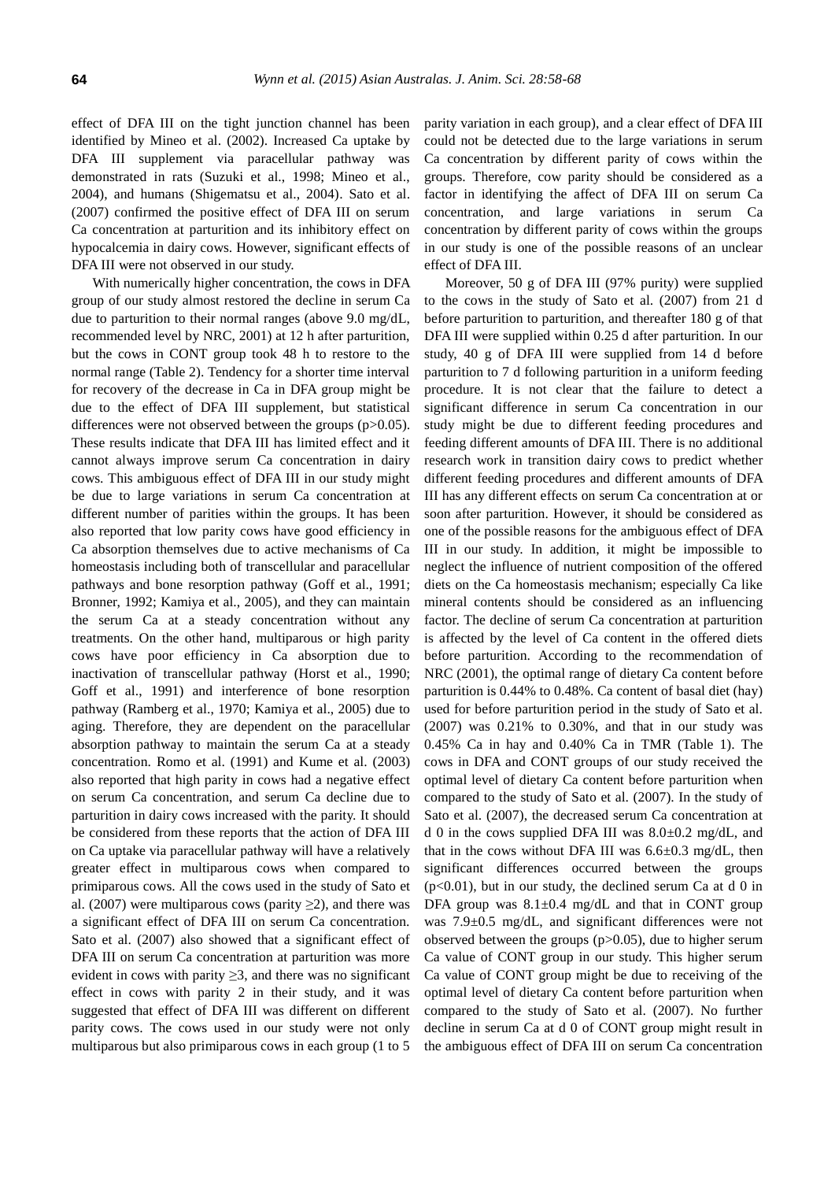effect of DFA III on the tight junction channel has been identified by Mineo et al. (2002). Increased Ca uptake by DFA III supplement via paracellular pathway was demonstrated in rats (Suzuki et al., 1998; Mineo et al., 2004), and humans (Shigematsu et al., 2004). Sato et al. (2007) confirmed the positive effect of DFA III on serum Ca concentration at parturition and its inhibitory effect on hypocalcemia in dairy cows. However, significant effects of DFA III were not observed in our study.

With numerically higher concentration, the cows in DFA group of our study almost restored the decline in serum Ca due to parturition to their normal ranges (above 9.0 mg/dL, recommended level by NRC, 2001) at 12 h after parturition, but the cows in CONT group took 48 h to restore to the normal range (Table 2). Tendency for a shorter time interval for recovery of the decrease in Ca in DFA group might be due to the effect of DFA III supplement, but statistical differences were not observed between the groups ($p>0.05$). These results indicate that DFA III has limited effect and it cannot always improve serum Ca concentration in dairy cows. This ambiguous effect of DFA III in our study might be due to large variations in serum Ca concentration at different number of parities within the groups. It has been also reported that low parity cows have good efficiency in Ca absorption themselves due to active mechanisms of Ca homeostasis including both of transcellular and paracellular pathways and bone resorption pathway (Goff et al., 1991; Bronner, 1992; Kamiya et al., 2005), and they can maintain the serum Ca at a steady concentration without any treatments. On the other hand, multiparous or high parity cows have poor efficiency in Ca absorption due to inactivation of transcellular pathway (Horst et al., 1990; Goff et al., 1991) and interference of bone resorption pathway (Ramberg et al., 1970; Kamiya et al., 2005) due to aging. Therefore, they are dependent on the paracellular absorption pathway to maintain the serum Ca at a steady concentration. Romo et al. (1991) and Kume et al. (2003) also reported that high parity in cows had a negative effect on serum Ca concentration, and serum Ca decline due to parturition in dairy cows increased with the parity. It should be considered from these reports that the action of DFA III on Ca uptake via paracellular pathway will have a relatively greater effect in multiparous cows when compared to primiparous cows. All the cows used in the study of Sato et al. (2007) were multiparous cows (parity $\geq 2$), and there was a significant effect of DFA III on serum Ca concentration. Sato et al. (2007) also showed that a significant effect of DFA III on serum Ca concentration at parturition was more evident in cows with parity $\geq 3$, and there was no significant effect in cows with parity 2 in their study, and it was suggested that effect of DFA III was different on different parity cows. The cows used in our study were not only multiparous but also primiparous cows in each group (1 to 5 parity variation in each group), and a clear effect of DFA III could not be detected due to the large variations in serum Ca concentration by different parity of cows within the groups. Therefore, cow parity should be considered as a factor in identifying the affect of DFA III on serum Ca concentration, and large variations in serum Ca concentration by different parity of cows within the groups in our study is one of the possible reasons of an unclear effect of DFA III.

Moreover, 50 g of DFA III (97% purity) were supplied to the cows in the study of Sato et al. (2007) from 21 d before parturition to parturition, and thereafter 180 g of that DFA III were supplied within 0.25 d after parturition. In our study, 40 g of DFA III were supplied from 14 d before parturition to 7 d following parturition in a uniform feeding procedure. It is not clear that the failure to detect a significant difference in serum Ca concentration in our study might be due to different feeding procedures and feeding different amounts of DFA III. There is no additional research work in transition dairy cows to predict whether different feeding procedures and different amounts of DFA III has any different effects on serum Ca concentration at or soon after parturition. However, it should be considered as one of the possible reasons for the ambiguous effect of DFA III in our study. In addition, it might be impossible to neglect the influence of nutrient composition of the offered diets on the Ca homeostasis mechanism; especially Ca like mineral contents should be considered as an influencing factor. The decline of serum Ca concentration at parturition is affected by the level of Ca content in the offered diets before parturition. According to the recommendation of NRC (2001), the optimal range of dietary Ca content before parturition is 0.44% to 0.48%. Ca content of basal diet (hay) used for before parturition period in the study of Sato et al. (2007) was 0.21% to 0.30%, and that in our study was 0.45% Ca in hay and 0.40% Ca in TMR (Table 1). The cows in DFA and CONT groups of our study received the optimal level of dietary Ca content before parturition when compared to the study of Sato et al. (2007). In the study of Sato et al. (2007), the decreased serum Ca concentration at d 0 in the cows supplied DFA III was 8.0±0.2 mg/dL, and that in the cows without DFA III was 6.6±0.3 mg/dL, then significant differences occurred between the groups ($p<0.01$), but in our study, the declined serum Ca at d 0 in DFA group was 8.1±0.4 mg/dL and that in CONT group was 7.9±0.5 mg/dL, and significant differences were not observed between the groups ($p>0.05$), due to higher serum Ca value of CONT group in our study. This higher serum Ca value of CONT group might be due to receiving of the optimal level of dietary Ca content before parturition when compared to the study of Sato et al. (2007). No further decline in serum Ca at d 0 of CONT group might result in the ambiguous effect of DFA III on serum Ca concentration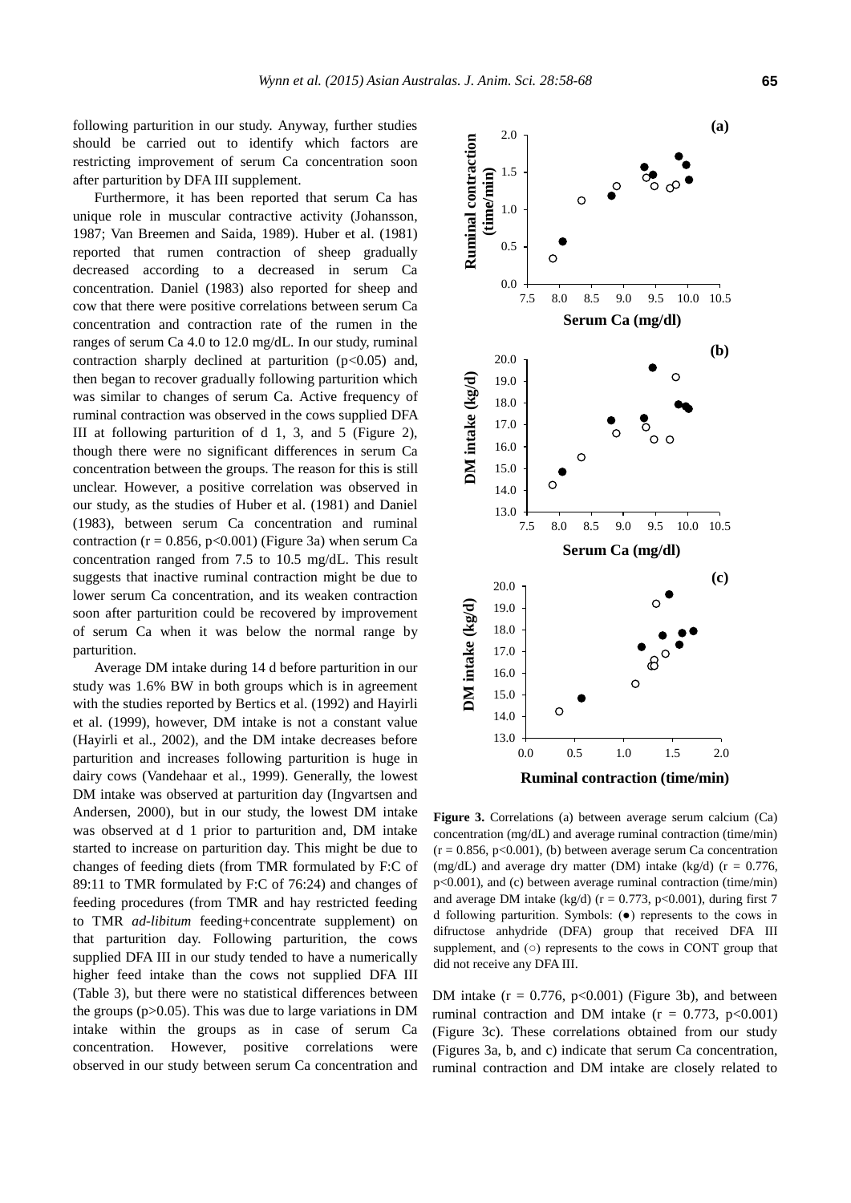following parturition in our study. Anyway, further studies should be carried out to identify which factors are restricting improvement of serum Ca concentration soon after parturition by DFA III supplement.

Furthermore, it has been reported that serum Ca has unique role in muscular contractive activity (Johansson, 1987; Van Breemen and Saida, 1989). Huber et al. (1981) reported that rumen contraction of sheep gradually decreased according to a decreased in serum Ca concentration. Daniel (1983) also reported for sheep and cow that there were positive correlations between serum Ca concentration and contraction rate of the rumen in the ranges of serum Ca 4.0 to 12.0 mg/dL. In our study, ruminal contraction sharply declined at parturition ($p<0.05$) and, then began to recover gradually following parturition which was similar to changes of serum Ca. Active frequency of ruminal contraction was observed in the cows supplied DFA III at following parturition of d 1, 3, and 5 (Figure 2), though there were no significant differences in serum Ca concentration between the groups. The reason for this is still unclear. However, a positive correlation was observed in our study, as the studies of Huber et al. (1981) and Daniel (1983), between serum Ca concentration and ruminal contraction ($r = 0.856$, $p<0.001$) (Figure 3a) when serum Ca concentration ranged from 7.5 to 10.5 mg/dL. This result suggests that inactive ruminal contraction might be due to lower serum Ca concentration, and its weaken contraction soon after parturition could be recovered by improvement of serum Ca when it was below the normal range by parturition.

Average DM intake during 14 d before parturition in our study was 1.6% BW in both groups which is in agreement with the studies reported by Bertics et al. (1992) and Hayirli et al. (1999), however, DM intake is not a constant value (Hayirli et al., 2002), and the DM intake decreases before parturition and increases following parturition is huge in dairy cows (Vandehaar et al., 1999). Generally, the lowest DM intake was observed at parturition day (Ingvartsen and Andersen, 2000), but in our study, the lowest DM intake was observed at d 1 prior to parturition and, DM intake started to increase on parturition day. This might be due to changes of feeding diets (from TMR formulated by F:C of 89:11 to TMR formulated by F:C of 76:24) and changes of feeding procedures (from TMR and hay restricted feeding to TMR *ad-libitum* feeding+concentrate supplement) on that parturition day. Following parturition, the cows supplied DFA III in our study tended to have a numerically higher feed intake than the cows not supplied DFA III (Table 3), but there were no statistical differences between the groups ($p>0.05$). This was due to large variations in DM intake within the groups as in case of serum Ca concentration. However, positive correlations were observed in our study between serum Ca concentration and DM intake ($r = 0.776$, $p<0.001$) (Figure 3b), and between ruminal contraction and DM intake ($r = 0.773$, $p<0.001$) (Figure 3c). These correlations obtained from our study (Figures 3a, b, and c) indicate that serum Ca concentration, ruminal contraction and DM intake are closely related to

**Figure 3.** Correlations (a) between average serum calcium (Ca) concentration (mg/dL) and average ruminal contraction (time/min) ($r = 0.856$, $p<0.001$), (b) between average serum Ca concentration (mg/dL) and average dry matter (DM) intake (kg/d) ($r = 0.776$, $p<0.001$), and (c) between average ruminal contraction (time/min) and average DM intake (kg/d) ($r = 0.773$, $p<0.001$), during first 7 d following parturition. Symbols: (●) represents to the cows in difructose anhydride (DFA) group that received DFA III supplement, and (○) represents to the cows in CONT group that did not receive any DFA III.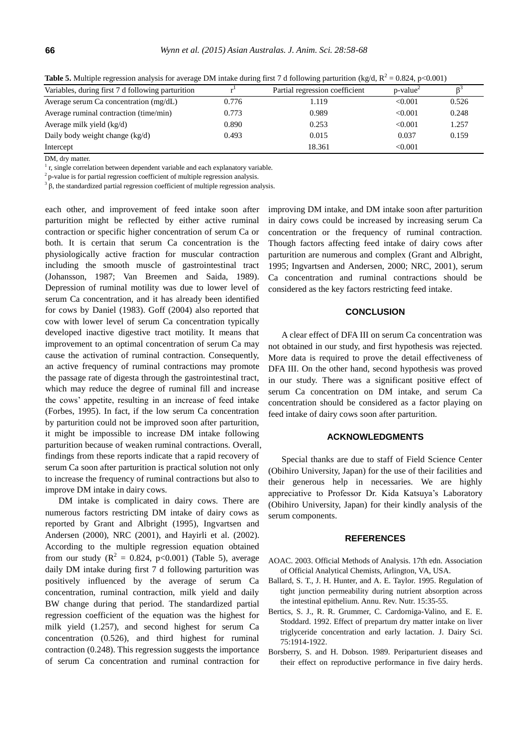**Table 5.** Multiple regression analysis for average DM intake during first 7 d following parturition (kg/d, $R^2 = 0.824$, $p<0.001$)

| Variables, during first 7 d following parturition | r[1] | Partial regression coefficient | p-value[2] | β[3] |
|---|---|---|---|---|
| Average serum Ca concentration (mg/dL) | 0.776 | 1.119 | <0.001 | 0.526 |
| Average ruminal contraction (time/min) | 0.773 | 0.989 | <0.001 | 0.248 |
| Average milk yield (kg/d) | 0.890 | 0.253 | <0.001 | 1.257 |
| Daily body weight change (kg/d) | 0.493 | 0.015 | 0.037 | 0.159 |
| Intercept | | 18.361 | <0.001 | |

DM, dry matter.

[1] r, single correlation between dependent variable and each explanatory variable.

[2] p-value is for partial regression coefficient of multiple regression analysis.

[3] β, the standardized partial regression coefficient of multiple regression analysis.

each other, and improvement of feed intake soon after parturition might be reflected by either active ruminal contraction or specific higher concentration of serum Ca or both. It is certain that serum Ca concentration is the physiologically active fraction for muscular contraction including the smooth muscle of gastrointestinal tract (Johansson, 1987; Van Breemen and Saida, 1989). Depression of ruminal motility was due to lower level of serum Ca concentration, and it has already been identified for cows by Daniel (1983). Goff (2004) also reported that cow with lower level of serum Ca concentration typically developed inactive digestive tract motility. It means that improvement to an optimal concentration of serum Ca may cause the activation of ruminal contraction. Consequently, an active frequency of ruminal contractions may promote the passage rate of digesta through the gastrointestinal tract, which may reduce the degree of ruminal fill and increase the cows' appetite, resulting in an increase of feed intake (Forbes, 1995). In fact, if the low serum Ca concentration by parturition could not be improved soon after parturition, it might be impossible to increase DM intake following parturition because of weaken ruminal contractions. Overall, findings from these reports indicate that a rapid recovery of serum Ca soon after parturition is practical solution not only to increase the frequency of ruminal contractions but also to improve DM intake in dairy cows.

DM intake is complicated in dairy cows. There are numerous factors restricting DM intake of dairy cows as reported by Grant and Albright (1995), Ingvartsen and Andersen (2000), NRC (2001), and Hayirli et al. (2002). According to the multiple regression equation obtained from our study ($R^2 = 0.824$, $p<0.001$) (Table 5), average daily DM intake during first 7 d following parturition was positively influenced by the average of serum Ca concentration, ruminal contraction, milk yield and daily BW change during that period. The standardized partial regression coefficient of the equation was the highest for milk yield (1.257), and second highest for serum Ca concentration (0.526), and third highest for ruminal contraction (0.248). This regression suggests the importance of serum Ca concentration and ruminal contraction for improving DM intake, and DM intake soon after parturition in dairy cows could be increased by increasing serum Ca concentration or the frequency of ruminal contraction. Though factors affecting feed intake of dairy cows after parturition are numerous and complex (Grant and Albright, 1995; Ingvartsen and Andersen, 2000; NRC, 2001), serum Ca concentration and ruminal contractions should be considered as the key factors restricting feed intake.

## CONCLUSION

A clear effect of DFA III on serum Ca concentration was not obtained in our study, and first hypothesis was rejected. More data is required to prove the detail effectiveness of DFA III. On the other hand, second hypothesis was proved in our study. There was a significant positive effect of serum Ca concentration on DM intake, and serum Ca concentration should be considered as a factor playing on feed intake of dairy cows soon after parturition.

## ACKNOWLEDGMENTS

Special thanks are due to staff of Field Science Center (Obihiro University, Japan) for the use of their facilities and their generous help in necessaries. We are highly appreciative to Professor Dr. Kida Katsuya's Laboratory (Obihiro University, Japan) for their kindly analysis of the serum components.

## REFERENCES

AOAC. 2003. Official Methods of Analysis. 17th edn. Association of Official Analytical Chemists, Arlington, VA, USA.

Ballard, S. T., J. H. Hunter, and A. E. Taylor. 1995. Regulation of tight junction permeability during nutrient absorption across the intestinal epithelium. Annu. Rev. Nutr. 15:35-55.

Bertics, S. J., R. R. Grummer, C. Cardorniga-Valino, and E. E. Stoddard. 1992. Effect of prepartum dry matter intake on liver triglyceride concentration and early lactation. J. Dairy Sci. 75:1914-1922.

Borsberry, S. and H. Dobson. 1989. Periparturient diseases and their effect on reproductive performance in five dairy herds.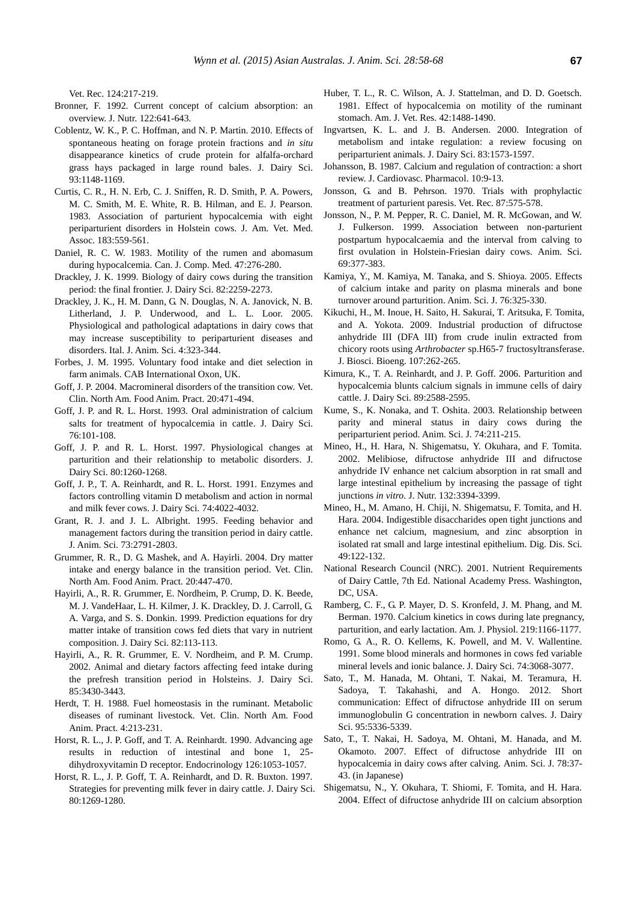Vet. Rec. 124:217-219.

Bronner, F. 1992. Current concept of calcium absorption: an overview. J. Nutr. 122:641-643.

Coblentz, W. K., P. C. Hoffman, and N. P. Martin. 2010. Effects of spontaneous heating on forage protein fractions and *in situ* disappearance kinetics of crude protein for alfalfa-orchard grass hays packaged in large round bales. J. Dairy Sci. 93:1148-1169.

Curtis, C. R., H. N. Erb, C. J. Sniffen, R. D. Smith, P. A. Powers, M. C. Smith, M. E. White, R. B. Hilman, and E. J. Pearson. 1983. Association of parturient hypocalcemia with eight periparturient disorders in Holstein cows. J. Am. Vet. Med. Assoc. 183:559-561.

Daniel, R. C. W. 1983. Motility of the rumen and abomasum during hypocalcemia. Can. J. Comp. Med. 47:276-280.

Drackley, J. K. 1999. Biology of dairy cows during the transition period: the final frontier. J. Dairy Sci. 82:2259-2273.

Drackley, J. K., H. M. Dann, G. N. Douglas, N. A. Janovick, N. B. Litherland, J. P. Underwood, and L. L. Loor. 2005. Physiological and pathological adaptations in dairy cows that may increase susceptibility to periparturient diseases and disorders. Ital. J. Anim. Sci. 4:323-344.

Forbes, J. M. 1995. Voluntary food intake and diet selection in farm animals. CAB International Oxon, UK.

Goff, J. P. 2004. Macromineral disorders of the transition cow. Vet. Clin. North Am. Food Anim. Pract. 20:471-494.

Goff, J. P. and R. L. Horst. 1993. Oral administration of calcium salts for treatment of hypocalcemia in cattle. J. Dairy Sci. 76:101-108.

Goff, J. P. and R. L. Horst. 1997. Physiological changes at parturition and their relationship to metabolic disorders. J. Dairy Sci. 80:1260-1268.

Goff, J. P., T. A. Reinhardt, and R. L. Horst. 1991. Enzymes and factors controlling vitamin D metabolism and action in normal and milk fever cows. J. Dairy Sci. 74:4022-4032.

Grant, R. J. and J. L. Albright. 1995. Feeding behavior and management factors during the transition period in dairy cattle. J. Anim. Sci. 73:2791-2803.

Grummer, R. R., D. G. Mashek, and A. Hayirli. 2004. Dry matter intake and energy balance in the transition period. Vet. Clin. North Am. Food Anim. Pract. 20:447-470.

Hayirli, A., R. R. Grummer, E. Nordheim, P. Crump, D. K. Beede, M. J. VandeHaar, L. H. Kilmer, J. K. Drackley, D. J. Carroll, G. A. Varga, and S. S. Donkin. 1999. Prediction equations for dry matter intake of transition cows fed diets that vary in nutrient composition. J. Dairy Sci. 82:113-113.

Hayirli, A., R. R. Grummer, E. V. Nordheim, and P. M. Crump. 2002. Animal and dietary factors affecting feed intake during the prefresh transition period in Holsteins. J. Dairy Sci. 85:3430-3443.

Herdt, T. H. 1988. Fuel homeostasis in the ruminant. Metabolic diseases of ruminant livestock. Vet. Clin. North Am. Food Anim. Pract. 4:213-231.

Horst, R. L., J. P. Goff, and T. A. Reinhardt. 1990. Advancing age results in reduction of intestinal and bone 1, 25-dihydroxyvitamin D receptor. Endocrinology 126:1053-1057.

Horst, R. L., J. P. Goff, T. A. Reinhardt, and D. R. Buxton. 1997. Strategies for preventing milk fever in dairy cattle. J. Dairy Sci. 80:1269-1280.

Huber, T. L., R. C. Wilson, A. J. Stattelman, and D. D. Goetsch. 1981. Effect of hypocalcemia on motility of the ruminant stomach. Am. J. Vet. Res. 42:1488-1490.

Ingvartsen, K. L. and J. B. Andersen. 2000. Integration of metabolism and intake regulation: a review focusing on periparturient animals. J. Dairy Sci. 83:1573-1597.

Johansson, B. 1987. Calcium and regulation of contraction: a short review. J. Cardiovasc. Pharmacol. 10:9-13.

Jonsson, G. and B. Pehrson. 1970. Trials with prophylactic treatment of parturient paresis. Vet. Rec. 87:575-578.

Jonsson, N., P. M. Pepper, R. C. Daniel, M. R. McGowan, and W. J. Fulkerson. 1999. Association between non-parturient postpartum hypocalcaemia and the interval from calving to first ovulation in Holstein-Friesian dairy cows. Anim. Sci. 69:377-383.

Kamiya, Y., M. Kamiya, M. Tanaka, and S. Shioya. 2005. Effects of calcium intake and parity on plasma minerals and bone turnover around parturition. Anim. Sci. J. 76:325-330.

Kikuchi, H., M. Inoue, H. Saito, H. Sakurai, T. Aritsuka, F. Tomita, and A. Yokota. 2009. Industrial production of difructose anhydride III (DFA III) from crude inulin extracted from chicory roots using *Arthrobacter* sp.H65-7 fructosyltransferase. J. Biosci. Bioeng. 107:262-265.

Kimura, K., T. A. Reinhardt, and J. P. Goff. 2006. Parturition and hypocalcemia blunts calcium signals in immune cells of dairy cattle. J. Dairy Sci. 89:2588-2595.

Kume, S., K. Nonaka, and T. Oshita. 2003. Relationship between parity and mineral status in dairy cows during the periparturient period. Anim. Sci. J. 74:211-215.

Mineo, H., H. Hara, N. Shigematsu, Y. Okuhara, and F. Tomita. 2002. Melibiose, difructose anhydride III and difructose anhydride IV enhance net calcium absorption in rat small and large intestinal epithelium by increasing the passage of tight junctions *in vitro*. J. Nutr. 132:3394-3399.

Mineo, H., M. Amano, H. Chiji, N. Shigematsu, F. Tomita, and H. Hara. 2004. Indigestible disaccharides open tight junctions and enhance net calcium, magnesium, and zinc absorption in isolated rat small and large intestinal epithelium. Dig. Dis. Sci. 49:122-132.

National Research Council (NRC). 2001. Nutrient Requirements of Dairy Cattle, 7th Ed. National Academy Press. Washington, DC, USA.

Ramberg, C. F., G. P. Mayer, D. S. Kronfeld, J. M. Phang, and M. Berman. 1970. Calcium kinetics in cows during late pregnancy, parturition, and early lactation. Am. J. Physiol. 219:1166-1177.

Romo, G. A., R. O. Kellems, K. Powell, and M. V. Wallentine. 1991. Some blood minerals and hormones in cows fed variable mineral levels and ionic balance. J. Dairy Sci. 74:3068-3077.

Sato, T., M. Hanada, M. Ohtani, T. Nakai, M. Teramura, H. Sadoya, T. Takahashi, and A. Hongo. 2012. Short communication: Effect of difructose anhydride III on serum immunoglobulin G concentration in newborn calves. J. Dairy Sci. 95:5336-5339.

Sato, T., T. Nakai, H. Sadoya, M. Ohtani, M. Hanada, and M. Okamoto. 2007. Effect of difructose anhydride III on hypocalcemia in dairy cows after calving. Anim. Sci. J. 78:37-43. (in Japanese)

Shigematsu, N., Y. Okuhara, T. Shiomi, F. Tomita, and H. Hara. 2004. Effect of difructose anhydride III on calcium absorption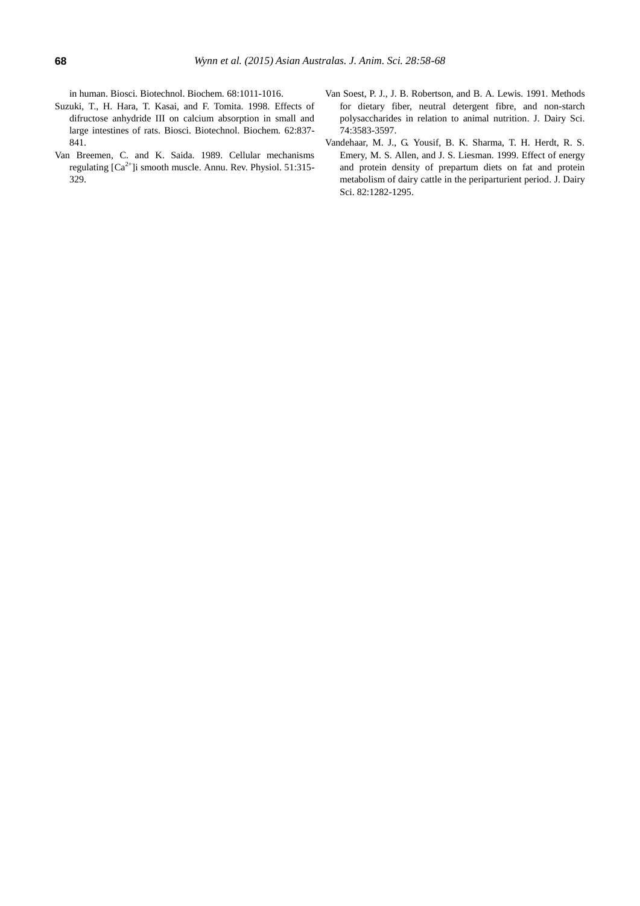in human. Biosci. Biotechnol. Biochem. 68:1011-1016.

Suzuki, T., H. Hara, T. Kasai, and F. Tomita. 1998. Effects of difructose anhydride III on calcium absorption in small and large intestines of rats. Biosci. Biotechnol. Biochem. 62:837-841.

Van Breemen, C. and K. Saida. 1989. Cellular mechanisms regulating $[Ca^{2+}]$i smooth muscle. Annu. Rev. Physiol. 51:315-329.

Van Soest, P. J., J. B. Robertson, and B. A. Lewis. 1991. Methods for dietary fiber, neutral detergent fibre, and non-starch polysaccharides in relation to animal nutrition. J. Dairy Sci. 74:3583-3597.

Vandehaar, M. J., G. Yousif, B. K. Sharma, T. H. Herdt, R. S. Emery, M. S. Allen, and J. S. Liesman. 1999. Effect of energy and protein density of prepartum diets on fat and protein metabolism of dairy cattle in the periparturient period. J. Dairy Sci. 82:1282-1295.